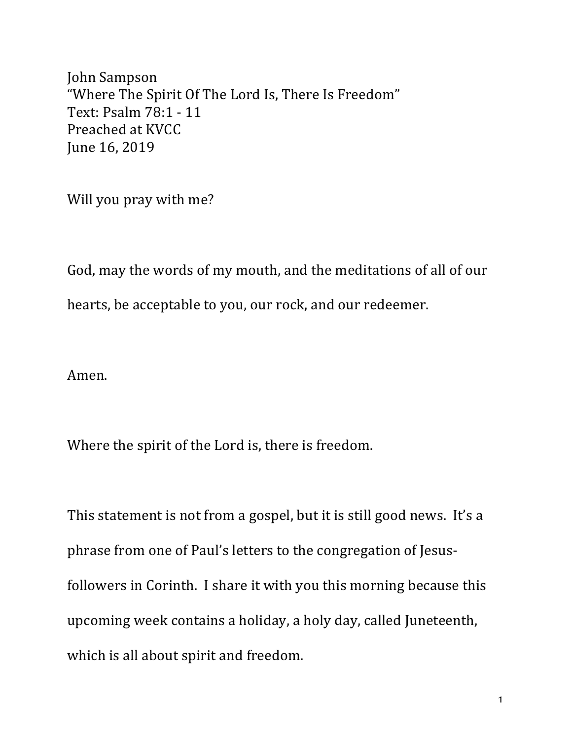John Sampson
"Where The Spirit Of The Lord Is, There Is Freedom"
Text: Psalm 78:1 - 11
Preached at KVCC
June 16, 2019

Will you pray with me?

God, may the words of my mouth, and the meditations of all of our hearts, be acceptable to you, our rock, and our redeemer.

Amen.

Where the spirit of the Lord is, there is freedom.

This statement is not from a gospel, but it is still good news. It's a phrase from one of Paul's letters to the congregation of Jesus-followers in Corinth. I share it with you this morning because this upcoming week contains a holiday, a holy day, called Juneteenth, which is all about spirit and freedom.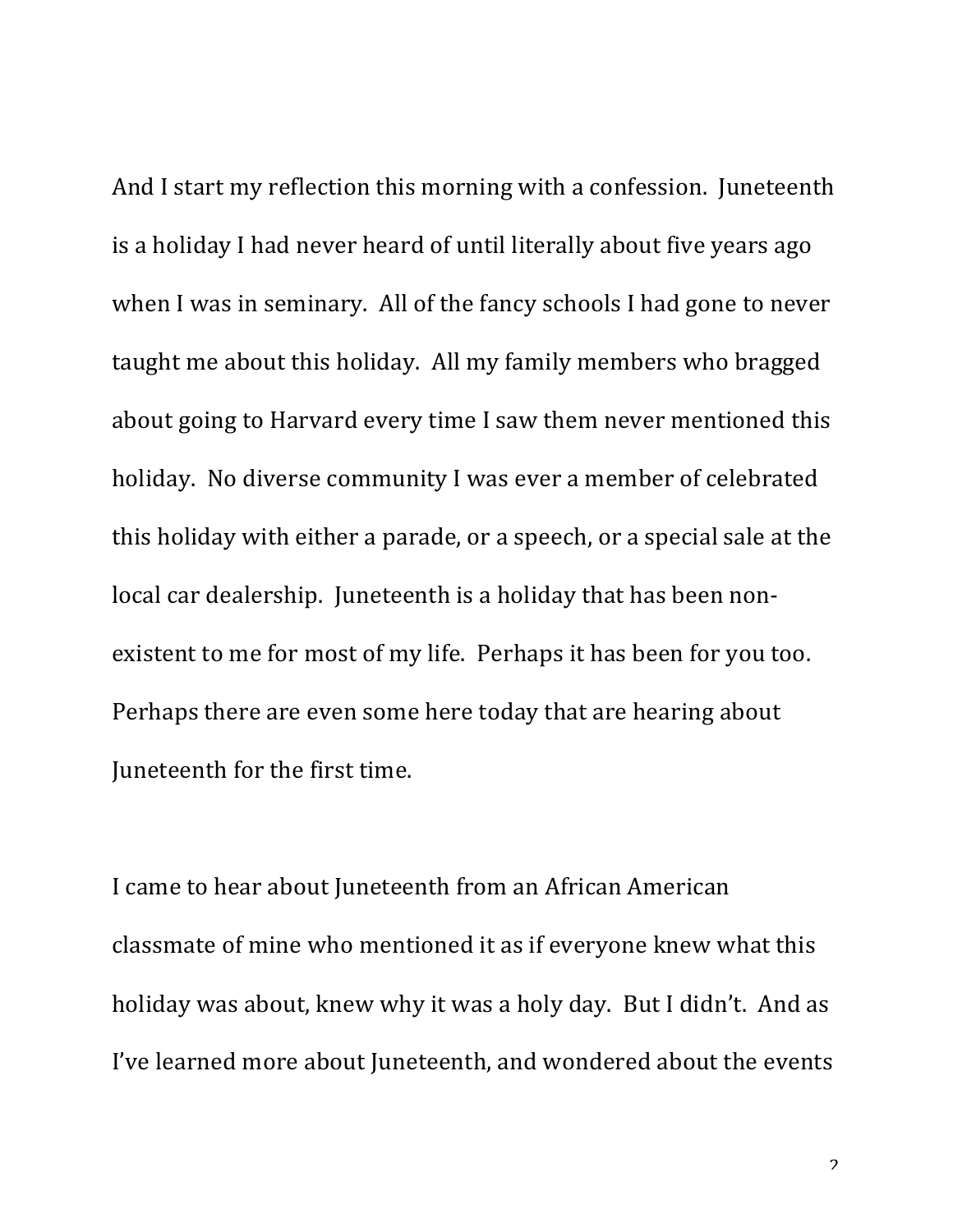And I start my reflection this morning with a confession. Juneteenth is a holiday I had never heard of until literally about five years ago when I was in seminary. All of the fancy schools I had gone to never taught me about this holiday. All my family members who bragged about going to Harvard every time I saw them never mentioned this holiday. No diverse community I was ever a member of celebrated this holiday with either a parade, or a speech, or a special sale at the local car dealership. Juneteenth is a holiday that has been non-existent to me for most of my life. Perhaps it has been for you too. Perhaps there are even some here today that are hearing about Juneteenth for the first time.

I came to hear about Juneteenth from an African American classmate of mine who mentioned it as if everyone knew what this holiday was about, knew why it was a holy day. But I didn't. And as I've learned more about Juneteenth, and wondered about the events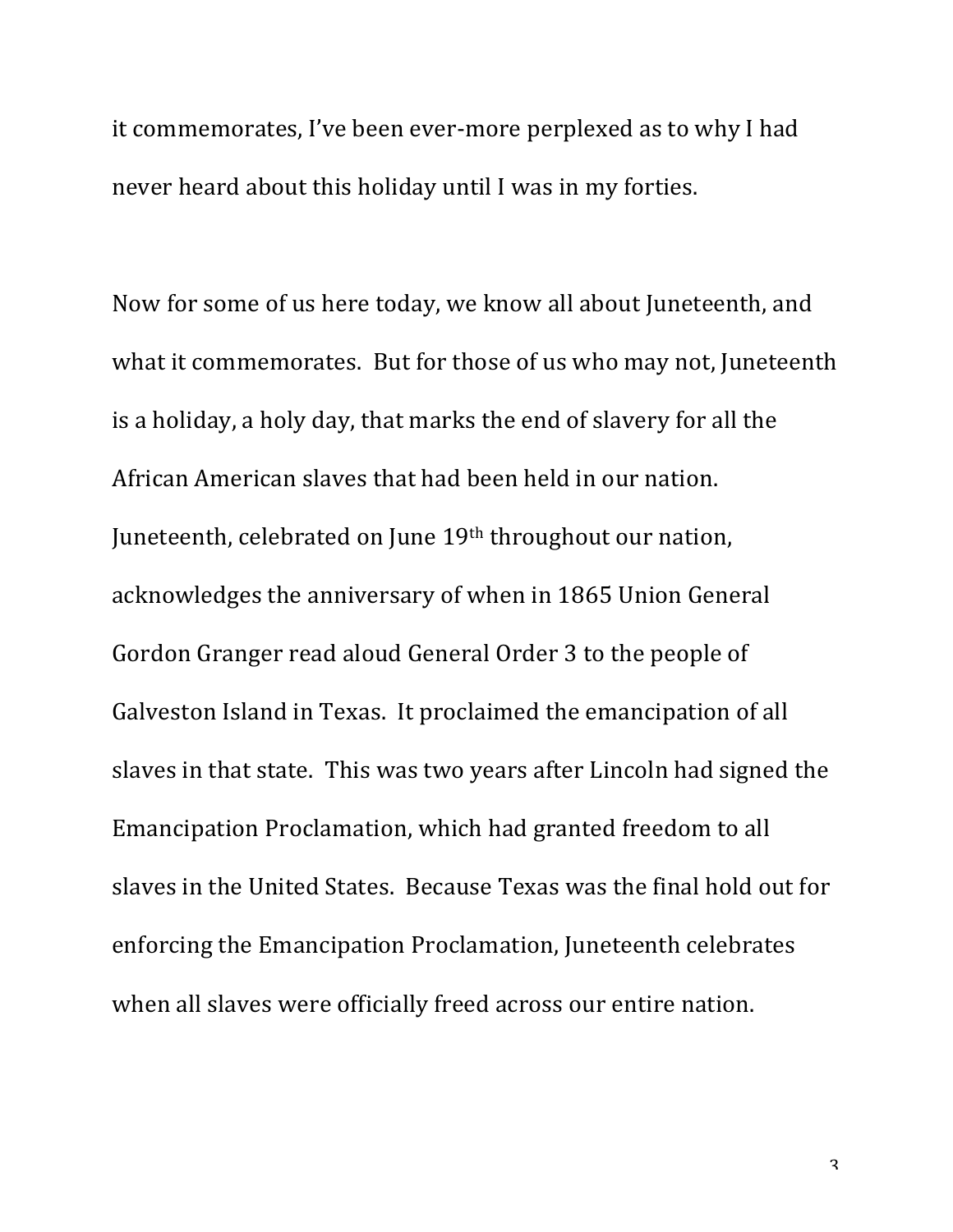it commemorates, I've been ever-more perplexed as to why I had never heard about this holiday until I was in my forties.

Now for some of us here today, we know all about Juneteenth, and what it commemorates. But for those of us who may not, Juneteenth is a holiday, a holy day, that marks the end of slavery for all the African American slaves that had been held in our nation. Juneteenth, celebrated on June 19th throughout our nation, acknowledges the anniversary of when in 1865 Union General Gordon Granger read aloud General Order 3 to the people of Galveston Island in Texas. It proclaimed the emancipation of all slaves in that state. This was two years after Lincoln had signed the Emancipation Proclamation, which had granted freedom to all slaves in the United States. Because Texas was the final hold out for enforcing the Emancipation Proclamation, Juneteenth celebrates when all slaves were officially freed across our entire nation.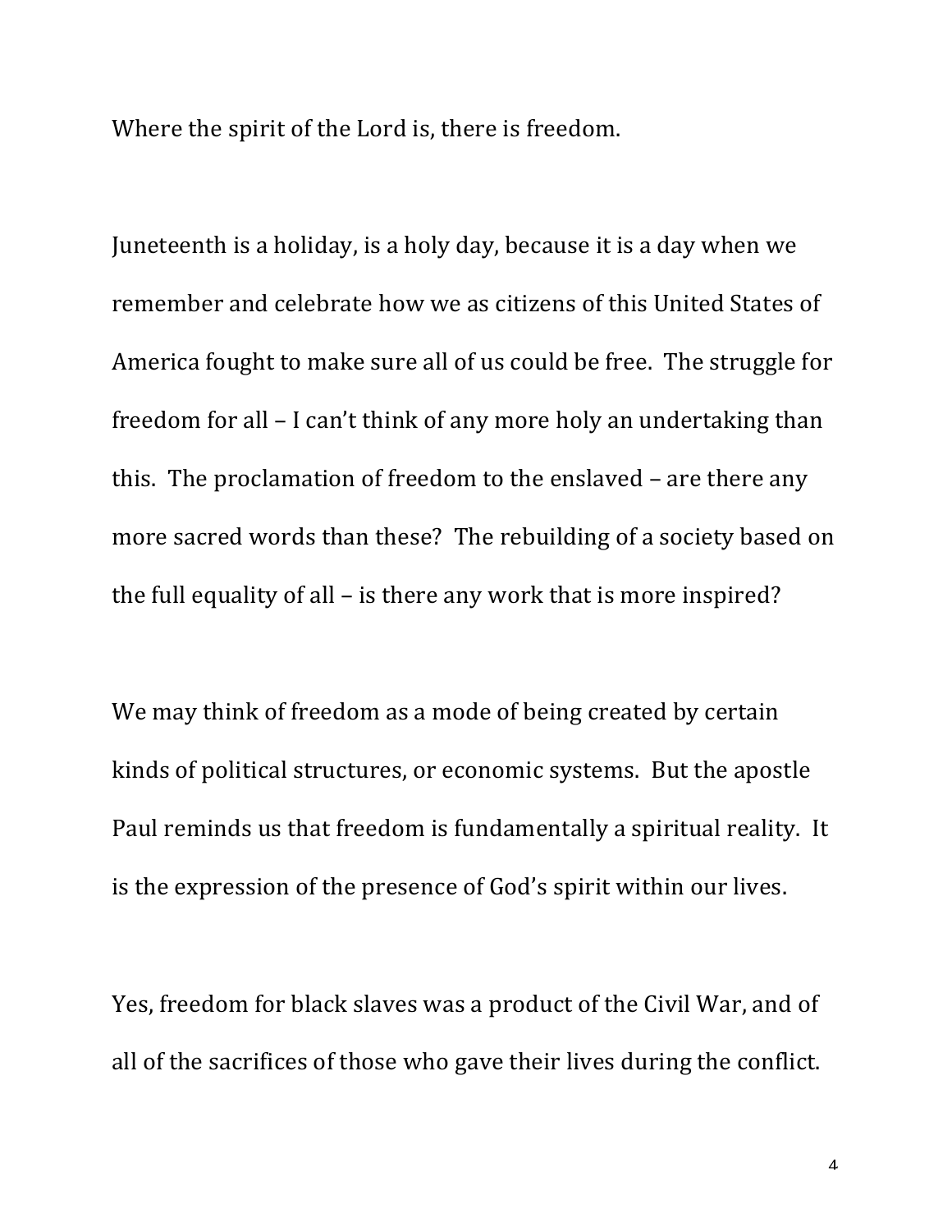Where the spirit of the Lord is, there is freedom.

Juneteenth is a holiday, is a holy day, because it is a day when we remember and celebrate how we as citizens of this United States of America fought to make sure all of us could be free. The struggle for freedom for all – I can't think of any more holy an undertaking than this. The proclamation of freedom to the enslaved – are there any more sacred words than these? The rebuilding of a society based on the full equality of all – is there any work that is more inspired?

We may think of freedom as a mode of being created by certain kinds of political structures, or economic systems. But the apostle Paul reminds us that freedom is fundamentally a spiritual reality. It is the expression of the presence of God's spirit within our lives.

Yes, freedom for black slaves was a product of the Civil War, and of all of the sacrifices of those who gave their lives during the conflict.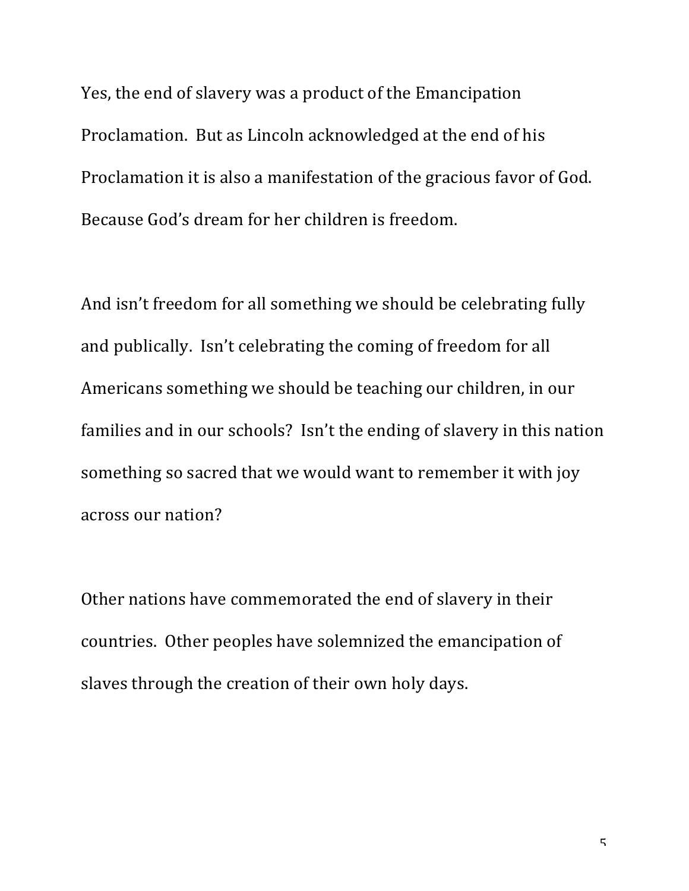Yes, the end of slavery was a product of the Emancipation Proclamation. But as Lincoln acknowledged at the end of his Proclamation it is also a manifestation of the gracious favor of God. Because God's dream for her children is freedom.

And isn't freedom for all something we should be celebrating fully and publically. Isn't celebrating the coming of freedom for all Americans something we should be teaching our children, in our families and in our schools? Isn't the ending of slavery in this nation something so sacred that we would want to remember it with joy across our nation?

Other nations have commemorated the end of slavery in their countries. Other peoples have solemnized the emancipation of slaves through the creation of their own holy days.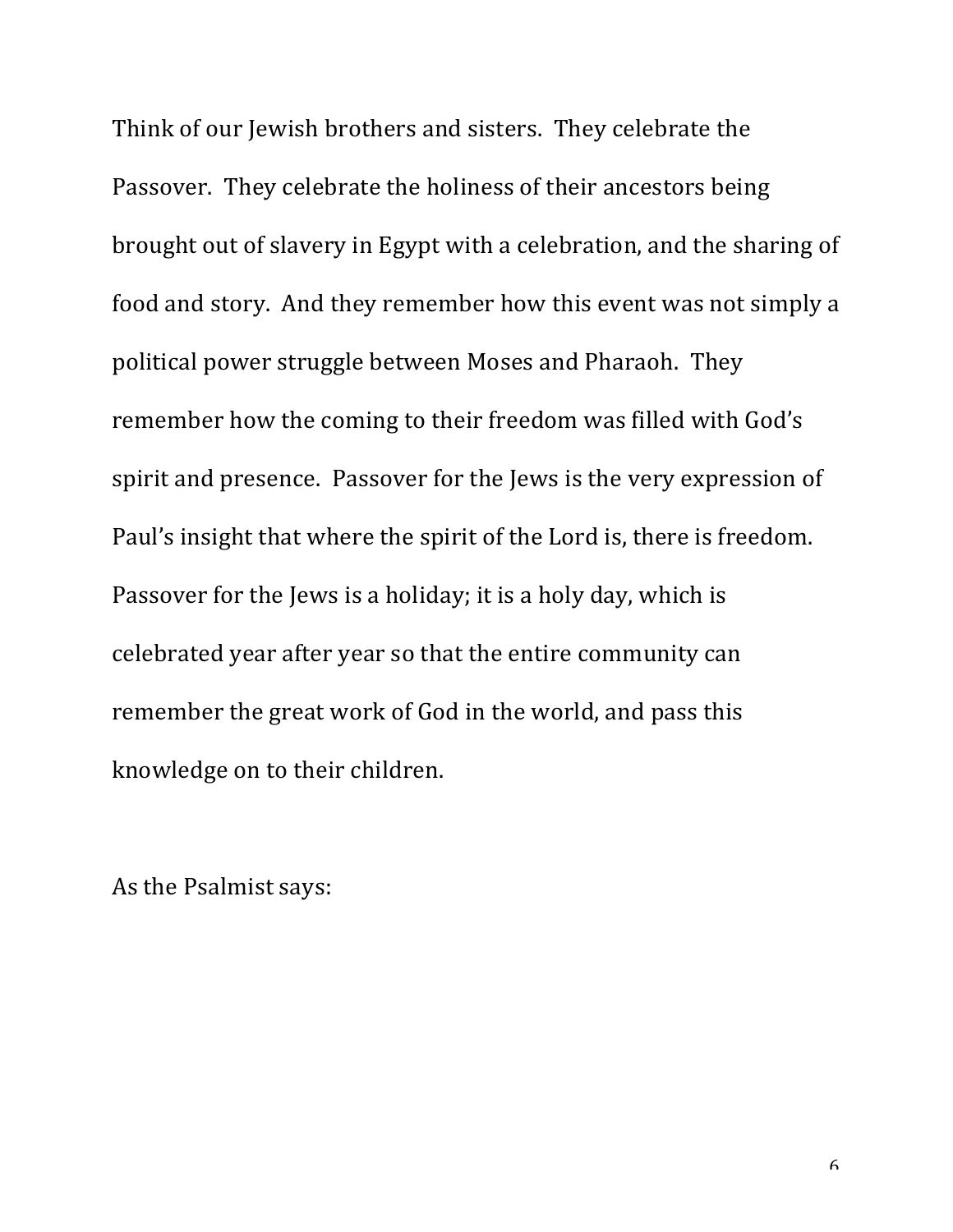Think of our Jewish brothers and sisters. They celebrate the Passover. They celebrate the holiness of their ancestors being brought out of slavery in Egypt with a celebration, and the sharing of food and story. And they remember how this event was not simply a political power struggle between Moses and Pharaoh. They remember how the coming to their freedom was filled with God's spirit and presence. Passover for the Jews is the very expression of Paul's insight that where the spirit of the Lord is, there is freedom. Passover for the Jews is a holiday; it is a holy day, which is celebrated year after year so that the entire community can remember the great work of God in the world, and pass this knowledge on to their children.

As the Psalmist says: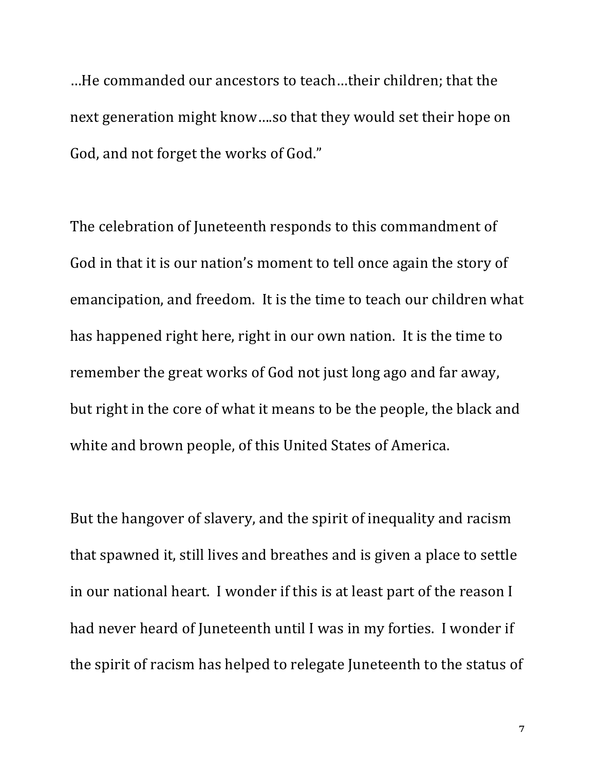…He commanded our ancestors to teach…their children; that the next generation might know….so that they would set their hope on God, and not forget the works of God."

The celebration of Juneteenth responds to this commandment of God in that it is our nation's moment to tell once again the story of emancipation, and freedom. It is the time to teach our children what has happened right here, right in our own nation. It is the time to remember the great works of God not just long ago and far away, but right in the core of what it means to be the people, the black and white and brown people, of this United States of America.

But the hangover of slavery, and the spirit of inequality and racism that spawned it, still lives and breathes and is given a place to settle in our national heart. I wonder if this is at least part of the reason I had never heard of Juneteenth until I was in my forties. I wonder if the spirit of racism has helped to relegate Juneteenth to the status of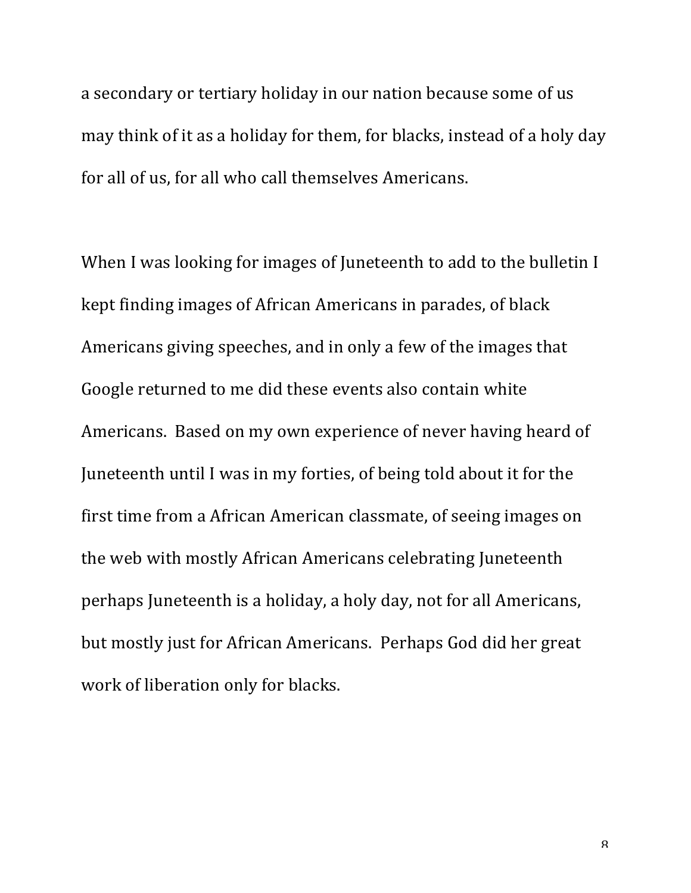a secondary or tertiary holiday in our nation because some of us may think of it as a holiday for them, for blacks, instead of a holy day for all of us, for all who call themselves Americans.

When I was looking for images of Juneteenth to add to the bulletin I kept finding images of African Americans in parades, of black Americans giving speeches, and in only a few of the images that Google returned to me did these events also contain white Americans.  Based on my own experience of never having heard of Juneteenth until I was in my forties, of being told about it for the first time from a African American classmate, of seeing images on the web with mostly African Americans celebrating Juneteenth perhaps Juneteenth is a holiday, a holy day, not for all Americans, but mostly just for African Americans.  Perhaps God did her great work of liberation only for blacks.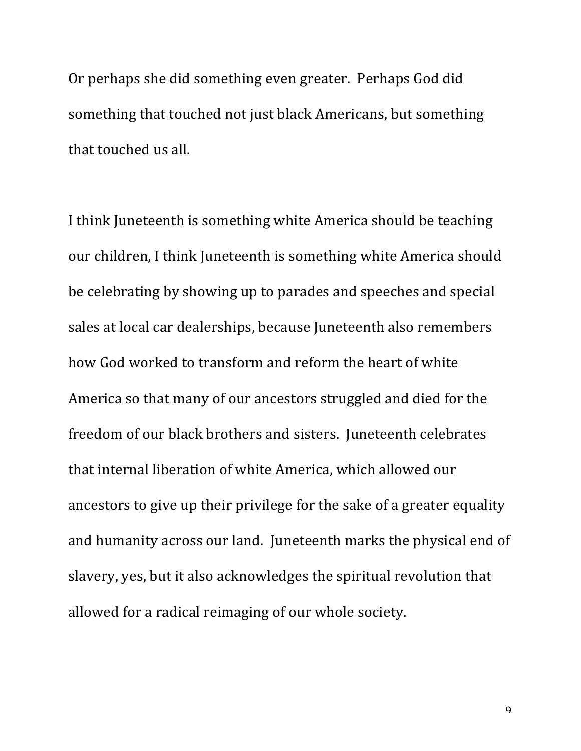Or perhaps she did something even greater. Perhaps God did something that touched not just black Americans, but something that touched us all.

I think Juneteenth is something white America should be teaching our children, I think Juneteenth is something white America should be celebrating by showing up to parades and speeches and special sales at local car dealerships, because Juneteenth also remembers how God worked to transform and reform the heart of white America so that many of our ancestors struggled and died for the freedom of our black brothers and sisters. Juneteenth celebrates that internal liberation of white America, which allowed our ancestors to give up their privilege for the sake of a greater equality and humanity across our land. Juneteenth marks the physical end of slavery, yes, but it also acknowledges the spiritual revolution that allowed for a radical reimaging of our whole society.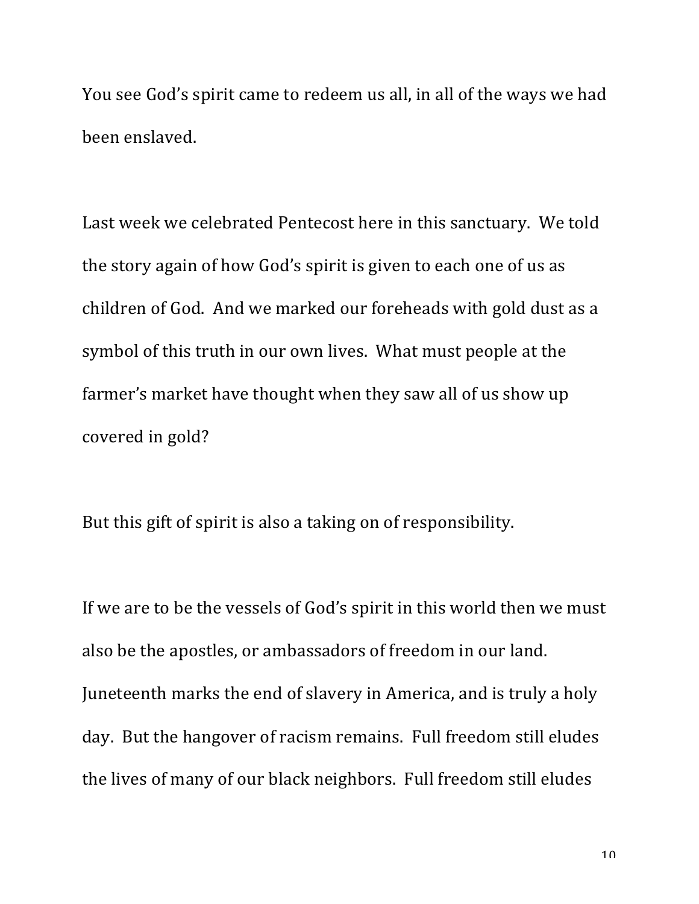You see God's spirit came to redeem us all, in all of the ways we had been enslaved.

Last week we celebrated Pentecost here in this sanctuary. We told the story again of how God's spirit is given to each one of us as children of God. And we marked our foreheads with gold dust as a symbol of this truth in our own lives. What must people at the farmer's market have thought when they saw all of us show up covered in gold?

But this gift of spirit is also a taking on of responsibility.

If we are to be the vessels of God's spirit in this world then we must also be the apostles, or ambassadors of freedom in our land. Juneteenth marks the end of slavery in America, and is truly a holy day. But the hangover of racism remains. Full freedom still eludes the lives of many of our black neighbors. Full freedom still eludes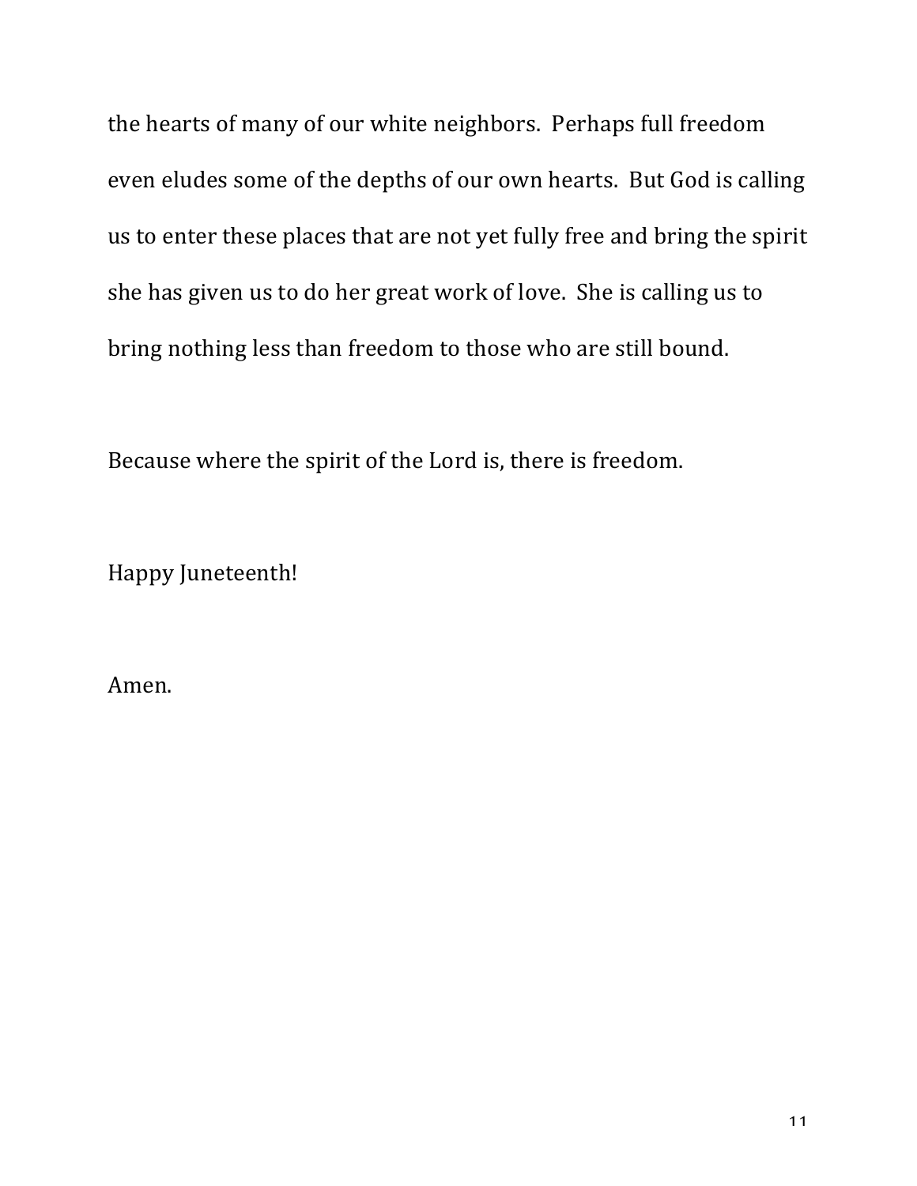the hearts of many of our white neighbors. Perhaps full freedom even eludes some of the depths of our own hearts. But God is calling us to enter these places that are not yet fully free and bring the spirit she has given us to do her great work of love. She is calling us to bring nothing less than freedom to those who are still bound.

Because where the spirit of the Lord is, there is freedom.

Happy Juneteenth!

Amen.